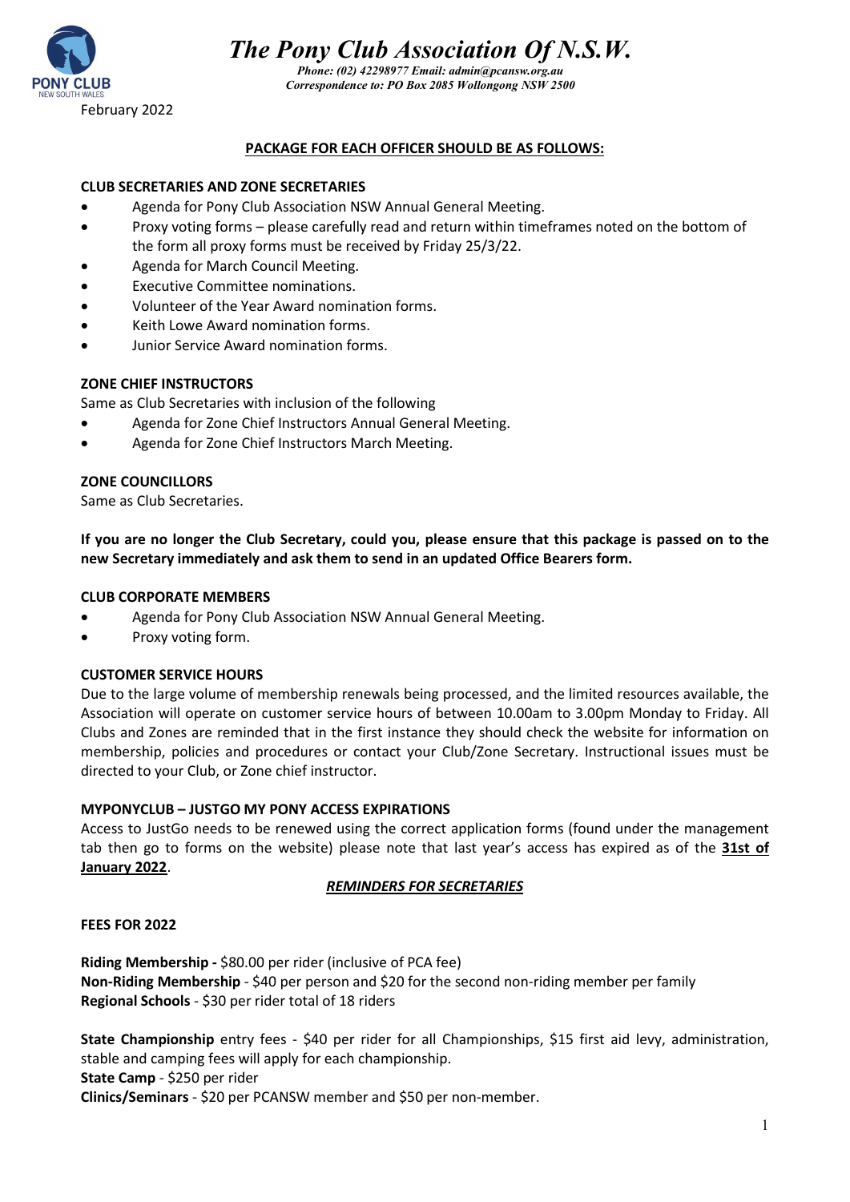# *The Pony Club Association Of N.S.W.*

***Phone: (02) 42298977 Email: admin@pcansw.org.au***
***Correspondence to: PO Box 2085 Wollongong NSW 2500***

February 2022

## PACKAGE FOR EACH OFFICER SHOULD BE AS FOLLOWS:

**CLUB SECRETARIES AND ZONE SECRETARIES**

- Agenda for Pony Club Association NSW Annual General Meeting.
- Proxy voting forms – please carefully read and return within timeframes noted on the bottom of the form all proxy forms must be received by Friday 25/3/22.
- Agenda for March Council Meeting.
- Executive Committee nominations.
- Volunteer of the Year Award nomination forms.
- Keith Lowe Award nomination forms.
- Junior Service Award nomination forms.

**ZONE CHIEF INSTRUCTORS**

Same as Club Secretaries with inclusion of the following

- Agenda for Zone Chief Instructors Annual General Meeting.
- Agenda for Zone Chief Instructors March Meeting.

**ZONE COUNCILLORS**

Same as Club Secretaries.

**If you are no longer the Club Secretary, could you, please ensure that this package is passed on to the new Secretary immediately and ask them to send in an updated Office Bearers form.**

**CLUB CORPORATE MEMBERS**

- Agenda for Pony Club Association NSW Annual General Meeting.
- Proxy voting form.

**CUSTOMER SERVICE HOURS**

Due to the large volume of membership renewals being processed, and the limited resources available, the Association will operate on customer service hours of between 10.00am to 3.00pm Monday to Friday. All Clubs and Zones are reminded that in the first instance they should check the website for information on membership, policies and procedures or contact your Club/Zone Secretary. Instructional issues must be directed to your Club, or Zone chief instructor.

**MYPONYCLUB – JUSTGO MY PONY ACCESS EXPIRATIONS**

Access to JustGo needs to be renewed using the correct application forms (found under the management tab then go to forms on the website) please note that last year's access has expired as of the **31st of January 2022**.

***REMINDERS FOR SECRETARIES***

**FEES FOR 2022**

**Riding Membership -** $80.00 per rider (inclusive of PCA fee)
**Non-Riding Membership** - $40 per person and $20 for the second non-riding member per family
**Regional Schools** - $30 per rider total of 18 riders

**State Championship** entry fees - $40 per rider for all Championships, $15 first aid levy, administration, stable and camping fees will apply for each championship.
**State Camp** - $250 per rider
**Clinics/Seminars** - $20 per PCANSW member and $50 per non-member.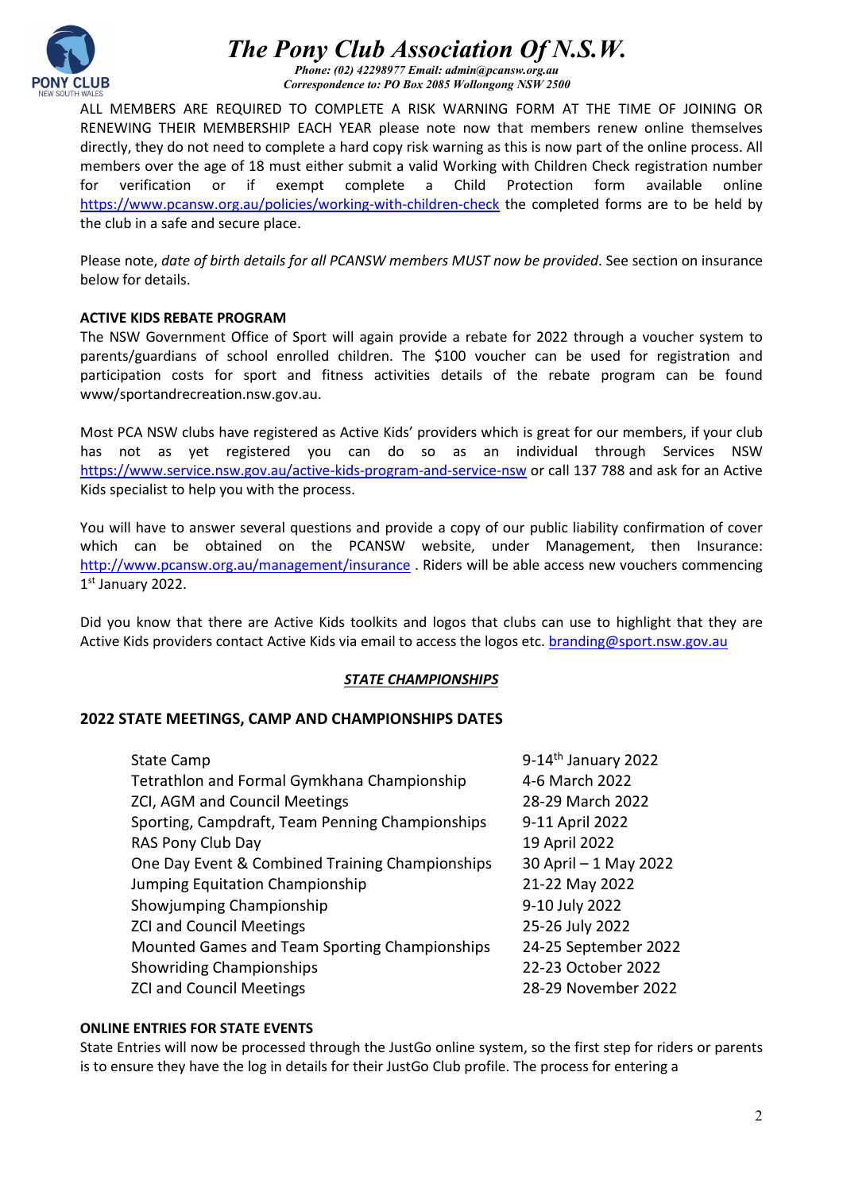ALL MEMBERS ARE REQUIRED TO COMPLETE A RISK WARNING FORM AT THE TIME OF JOINING OR RENEWING THEIR MEMBERSHIP EACH YEAR please note now that members renew online themselves directly, they do not need to complete a hard copy risk warning as this is now part of the online process. All members over the age of 18 must either submit a valid Working with Children Check registration number for verification or if exempt complete a Child Protection form available online https://www.pcansw.org.au/policies/working-with-children-check the completed forms are to be held by the club in a safe and secure place.

Please note, *date of birth details for all PCANSW members MUST now be provided*. See section on insurance below for details.

**ACTIVE KIDS REBATE PROGRAM**

The NSW Government Office of Sport will again provide a rebate for 2022 through a voucher system to parents/guardians of school enrolled children. The $100 voucher can be used for registration and participation costs for sport and fitness activities details of the rebate program can be found www/sportandrecreation.nsw.gov.au.

Most PCA NSW clubs have registered as Active Kids' providers which is great for our members, if your club has not as yet registered you can do so as an individual through Services NSW https://www.service.nsw.gov.au/active-kids-program-and-service-nsw or call 137 788 and ask for an Active Kids specialist to help you with the process.

You will have to answer several questions and provide a copy of our public liability confirmation of cover which can be obtained on the PCANSW website, under Management, then Insurance: http://www.pcansw.org.au/management/insurance . Riders will be able access new vouchers commencing 1st January 2022.

Did you know that there are Active Kids toolkits and logos that clubs can use to highlight that they are Active Kids providers contact Active Kids via email to access the logos etc. branding@sport.nsw.gov.au

***STATE CHAMPIONSHIPS***

**2022 STATE MEETINGS, CAMP AND CHAMPIONSHIPS DATES**

| Event | Date |
|---|---|
| State Camp | 9-14th January 2022 |
| Tetrathlon and Formal Gymkhana Championship | 4-6 March 2022 |
| ZCI, AGM and Council Meetings | 28-29 March 2022 |
| Sporting, Campdraft, Team Penning Championships | 9-11 April 2022 |
| RAS Pony Club Day | 19 April 2022 |
| One Day Event & Combined Training Championships | 30 April – 1 May 2022 |
| Jumping Equitation Championship | 21-22 May 2022 |
| Showjumping Championship | 9-10 July 2022 |
| ZCI and Council Meetings | 25-26 July 2022 |
| Mounted Games and Team Sporting Championships | 24-25 September 2022 |
| Showriding Championships | 22-23 October 2022 |
| ZCI and Council Meetings | 28-29 November 2022 |

**ONLINE ENTRIES FOR STATE EVENTS**

State Entries will now be processed through the JustGo online system, so the first step for riders or parents is to ensure they have the log in details for their JustGo Club profile. The process for entering a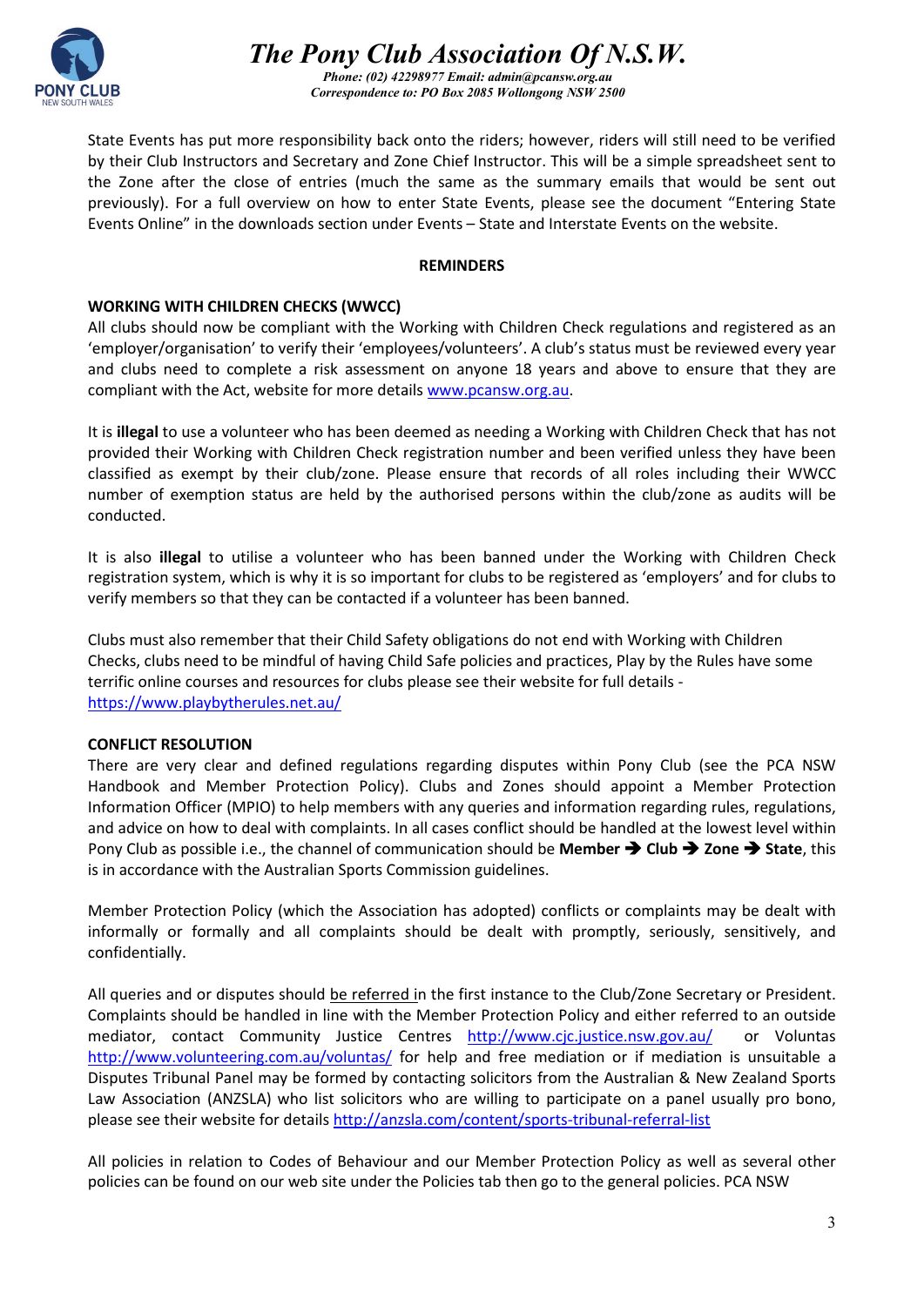State Events has put more responsibility back onto the riders; however, riders will still need to be verified by their Club Instructors and Secretary and Zone Chief Instructor. This will be a simple spreadsheet sent to the Zone after the close of entries (much the same as the summary emails that would be sent out previously). For a full overview on how to enter State Events, please see the document "Entering State Events Online" in the downloads section under Events – State and Interstate Events on the website.

## REMINDERS

### WORKING WITH CHILDREN CHECKS (WWCC)

All clubs should now be compliant with the Working with Children Check regulations and registered as an 'employer/organisation' to verify their 'employees/volunteers'. A club's status must be reviewed every year and clubs need to complete a risk assessment on anyone 18 years and above to ensure that they are compliant with the Act, website for more details www.pcansw.org.au.

It is **illegal** to use a volunteer who has been deemed as needing a Working with Children Check that has not provided their Working with Children Check registration number and been verified unless they have been classified as exempt by their club/zone. Please ensure that records of all roles including their WWCC number of exemption status are held by the authorised persons within the club/zone as audits will be conducted.

It is also **illegal** to utilise a volunteer who has been banned under the Working with Children Check registration system, which is why it is so important for clubs to be registered as 'employers' and for clubs to verify members so that they can be contacted if a volunteer has been banned.

Clubs must also remember that their Child Safety obligations do not end with Working with Children Checks, clubs need to be mindful of having Child Safe policies and practices, Play by the Rules have some terrific online courses and resources for clubs please see their website for full details - https://www.playbytherules.net.au/

### CONFLICT RESOLUTION

There are very clear and defined regulations regarding disputes within Pony Club (see the PCA NSW Handbook and Member Protection Policy). Clubs and Zones should appoint a Member Protection Information Officer (MPIO) to help members with any queries and information regarding rules, regulations, and advice on how to deal with complaints. In all cases conflict should be handled at the lowest level within Pony Club as possible i.e., the channel of communication should be **Member ➔ Club ➔ Zone ➔ State**, this is in accordance with the Australian Sports Commission guidelines.

Member Protection Policy (which the Association has adopted) conflicts or complaints may be dealt with informally or formally and all complaints should be dealt with promptly, seriously, sensitively, and confidentially.

All queries and or disputes should be referred in the first instance to the Club/Zone Secretary or President. Complaints should be handled in line with the Member Protection Policy and either referred to an outside mediator, contact Community Justice Centres http://www.cjc.justice.nsw.gov.au/ or Voluntas http://www.volunteering.com.au/voluntas/ for help and free mediation or if mediation is unsuitable a Disputes Tribunal Panel may be formed by contacting solicitors from the Australian & New Zealand Sports Law Association (ANZSLA) who list solicitors who are willing to participate on a panel usually pro bono, please see their website for details http://anzsla.com/content/sports-tribunal-referral-list

All policies in relation to Codes of Behaviour and our Member Protection Policy as well as several other policies can be found on our web site under the Policies tab then go to the general policies. PCA NSW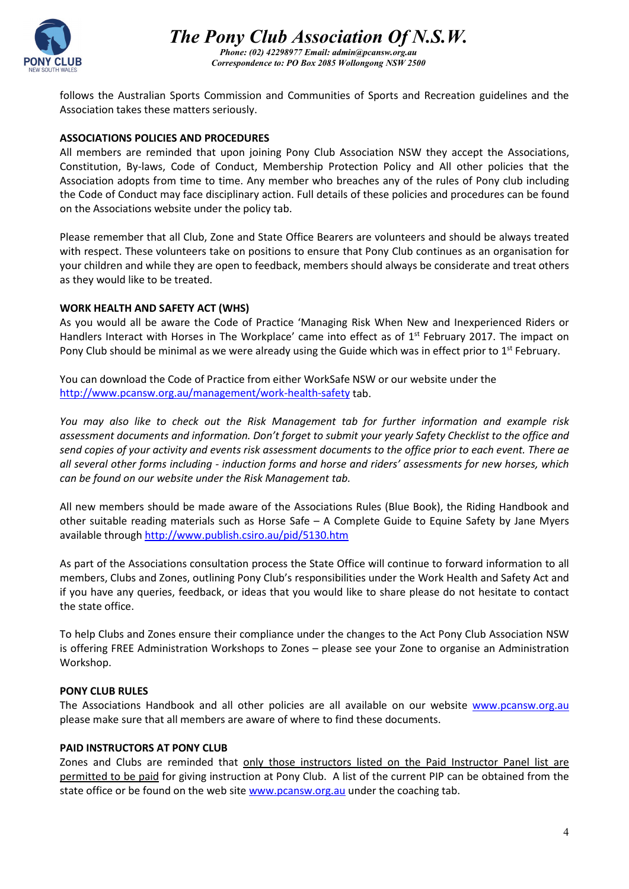follows the Australian Sports Commission and Communities of Sports and Recreation guidelines and the Association takes these matters seriously.

**ASSOCIATIONS POLICIES AND PROCEDURES**

All members are reminded that upon joining Pony Club Association NSW they accept the Associations, Constitution, By-laws, Code of Conduct, Membership Protection Policy and All other policies that the Association adopts from time to time. Any member who breaches any of the rules of Pony club including the Code of Conduct may face disciplinary action. Full details of these policies and procedures can be found on the Associations website under the policy tab.

Please remember that all Club, Zone and State Office Bearers are volunteers and should be always treated with respect. These volunteers take on positions to ensure that Pony Club continues as an organisation for your children and while they are open to feedback, members should always be considerate and treat others as they would like to be treated.

**WORK HEALTH AND SAFETY ACT (WHS)**

As you would all be aware the Code of Practice 'Managing Risk When New and Inexperienced Riders or Handlers Interact with Horses in The Workplace' came into effect as of 1st February 2017. The impact on Pony Club should be minimal as we were already using the Guide which was in effect prior to 1st February.

You can download the Code of Practice from either WorkSafe NSW or our website under the [http://www.pcansw.org.au/management/work-health-safety](http://www.pcansw.org.au/management/work-health-safety) tab.

*You may also like to check out the Risk Management tab for further information and example risk assessment documents and information. Don't forget to submit your yearly Safety Checklist to the office and send copies of your activity and events risk assessment documents to the office prior to each event. There ae all several other forms including - induction forms and horse and riders' assessments for new horses, which can be found on our website under the Risk Management tab.*

All new members should be made aware of the Associations Rules (Blue Book), the Riding Handbook and other suitable reading materials such as Horse Safe – A Complete Guide to Equine Safety by Jane Myers available through [http://www.publish.csiro.au/pid/5130.htm](http://www.publish.csiro.au/pid/5130.htm)

As part of the Associations consultation process the State Office will continue to forward information to all members, Clubs and Zones, outlining Pony Club's responsibilities under the Work Health and Safety Act and if you have any queries, feedback, or ideas that you would like to share please do not hesitate to contact the state office.

To help Clubs and Zones ensure their compliance under the changes to the Act Pony Club Association NSW is offering FREE Administration Workshops to Zones – please see your Zone to organise an Administration Workshop.

**PONY CLUB RULES**

The Associations Handbook and all other policies are all available on our website [www.pcansw.org.au](http://www.pcansw.org.au) please make sure that all members are aware of where to find these documents.

**PAID INSTRUCTORS AT PONY CLUB**

Zones and Clubs are reminded that only those instructors listed on the Paid Instructor Panel list are permitted to be paid for giving instruction at Pony Club. A list of the current PIP can be obtained from the state office or be found on the web site [www.pcansw.org.au](http://www.pcansw.org.au) under the coaching tab.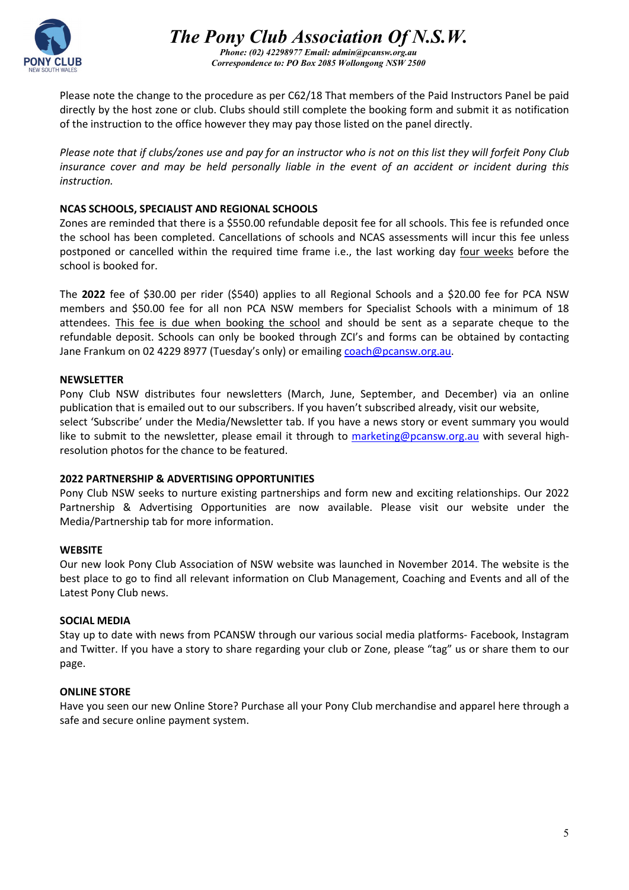Please note the change to the procedure as per C62/18 That members of the Paid Instructors Panel be paid directly by the host zone or club. Clubs should still complete the booking form and submit it as notification of the instruction to the office however they may pay those listed on the panel directly.

*Please note that if clubs/zones use and pay for an instructor who is not on this list they will forfeit Pony Club insurance cover and may be held personally liable in the event of an accident or incident during this instruction.*

**NCAS SCHOOLS, SPECIALIST AND REGIONAL SCHOOLS**

Zones are reminded that there is a $550.00 refundable deposit fee for all schools. This fee is refunded once the school has been completed. Cancellations of schools and NCAS assessments will incur this fee unless postponed or cancelled within the required time frame i.e., the last working day four weeks before the school is booked for.

The **2022** fee of $30.00 per rider ($540) applies to all Regional Schools and a $20.00 fee for PCA NSW members and $50.00 fee for all non PCA NSW members for Specialist Schools with a minimum of 18 attendees. This fee is due when booking the school and should be sent as a separate cheque to the refundable deposit. Schools can only be booked through ZCI's and forms can be obtained by contacting Jane Frankum on 02 4229 8977 (Tuesday's only) or emailing coach@pcansw.org.au.

**NEWSLETTER**

Pony Club NSW distributes four newsletters (March, June, September, and December) via an online publication that is emailed out to our subscribers. If you haven't subscribed already, visit our website, select 'Subscribe' under the Media/Newsletter tab. If you have a news story or event summary you would like to submit to the newsletter, please email it through to marketing@pcansw.org.au with several high-resolution photos for the chance to be featured.

**2022 PARTNERSHIP & ADVERTISING OPPORTUNITIES**

Pony Club NSW seeks to nurture existing partnerships and form new and exciting relationships. Our 2022 Partnership & Advertising Opportunities are now available. Please visit our website under the Media/Partnership tab for more information.

**WEBSITE**

Our new look Pony Club Association of NSW website was launched in November 2014. The website is the best place to go to find all relevant information on Club Management, Coaching and Events and all of the Latest Pony Club news.

**SOCIAL MEDIA**

Stay up to date with news from PCANSW through our various social media platforms- Facebook, Instagram and Twitter. If you have a story to share regarding your club or Zone, please "tag" us or share them to our page.

**ONLINE STORE**

Have you seen our new Online Store? Purchase all your Pony Club merchandise and apparel here through a safe and secure online payment system.